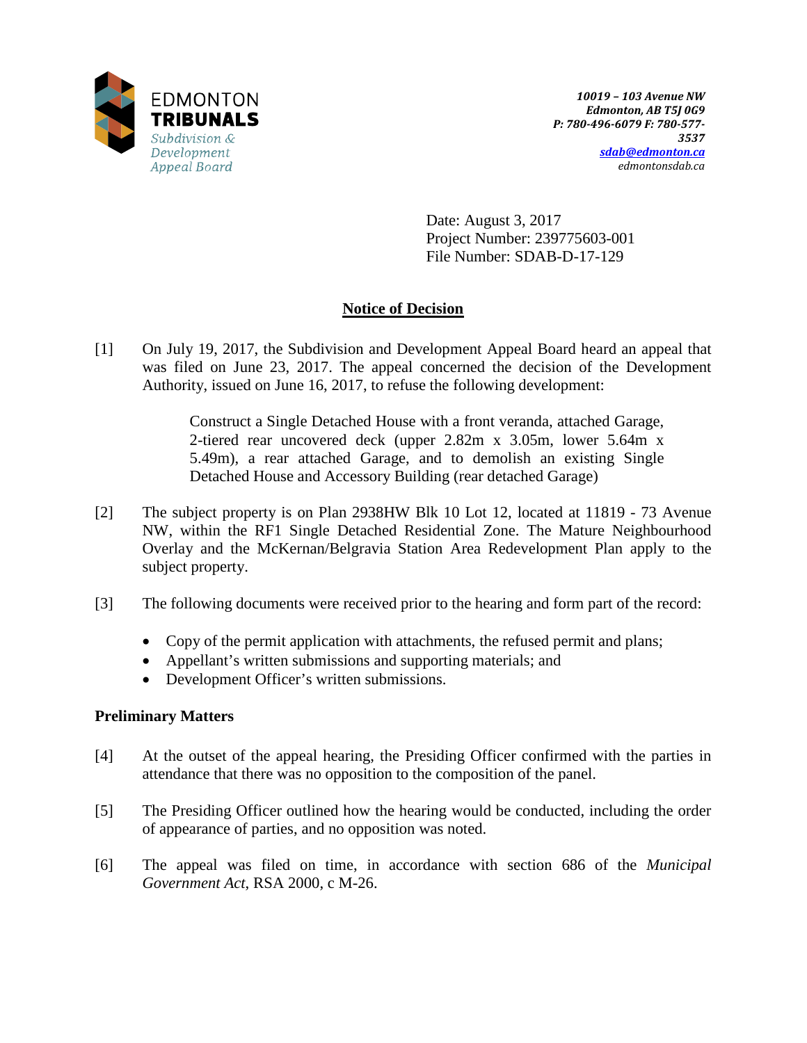EDMONTON
**TRIBUNALS**
*Subdivision & Development Appeal Board*

***10019 – 103 Avenue NW***
***Edmonton, AB T5J 0G9***
***P: 780-496-6079 F: 780-577-3537***
***sdab@edmonton.ca***
*edmontonsdab.ca*

Date: August 3, 2017
Project Number: 239775603-001
File Number: SDAB-D-17-129

## Notice of Decision

[1] On July 19, 2017, the Subdivision and Development Appeal Board heard an appeal that was filed on June 23, 2017. The appeal concerned the decision of the Development Authority, issued on June 16, 2017, to refuse the following development:

> Construct a Single Detached House with a front veranda, attached Garage, 2-tiered rear uncovered deck (upper 2.82m x 3.05m, lower 5.64m x 5.49m), a rear attached Garage, and to demolish an existing Single Detached House and Accessory Building (rear detached Garage)

[2] The subject property is on Plan 2938HW Blk 10 Lot 12, located at 11819 - 73 Avenue NW, within the RF1 Single Detached Residential Zone. The Mature Neighbourhood Overlay and the McKernan/Belgravia Station Area Redevelopment Plan apply to the subject property.

[3] The following documents were received prior to the hearing and form part of the record:

- Copy of the permit application with attachments, the refused permit and plans;
- Appellant's written submissions and supporting materials; and
- Development Officer's written submissions.

### Preliminary Matters

[4] At the outset of the appeal hearing, the Presiding Officer confirmed with the parties in attendance that there was no opposition to the composition of the panel.

[5] The Presiding Officer outlined how the hearing would be conducted, including the order of appearance of parties, and no opposition was noted.

[6] The appeal was filed on time, in accordance with section 686 of the *Municipal Government Act*, RSA 2000, c M-26.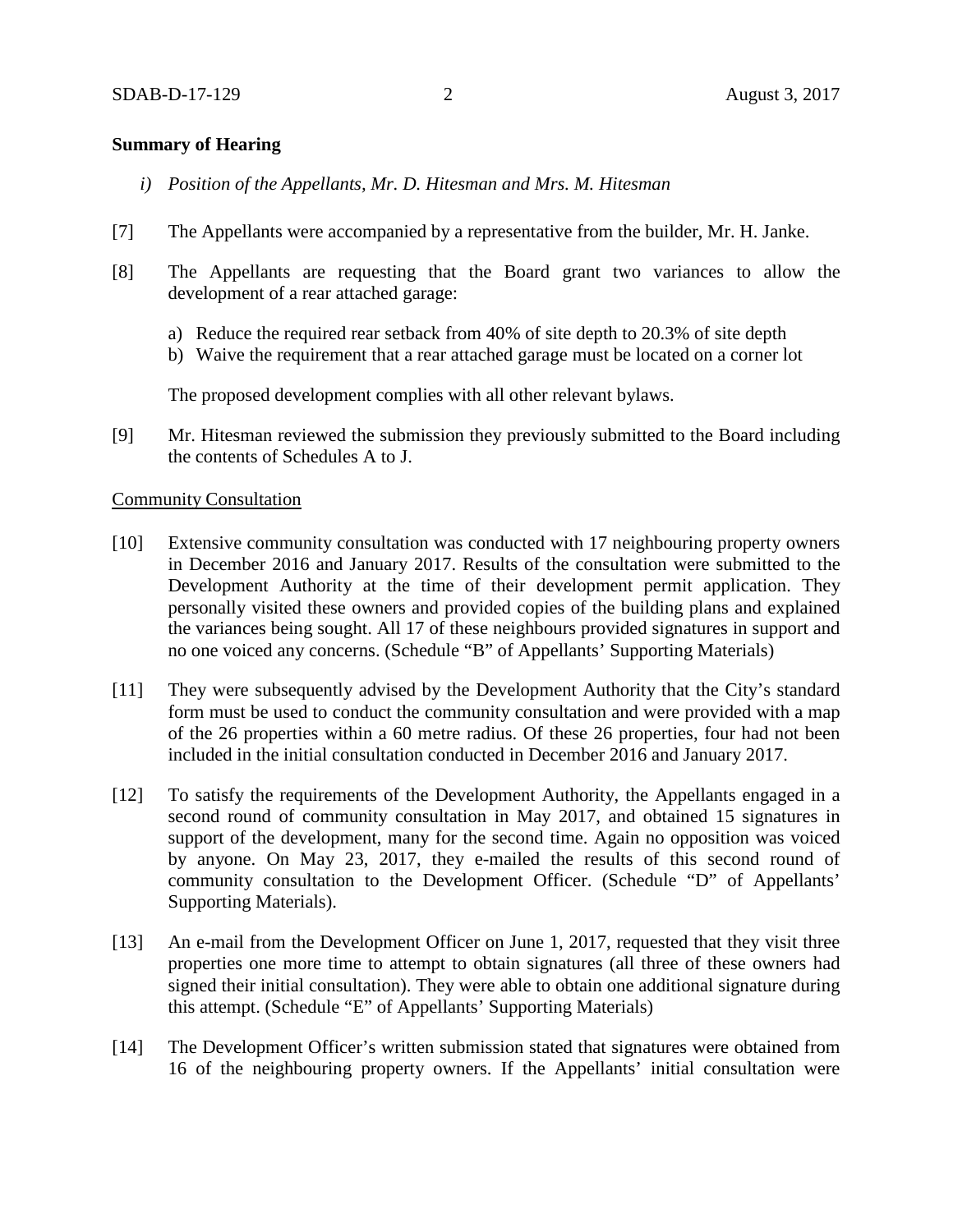**Summary of Hearing**

*i) Position of the Appellants, Mr. D. Hitesman and Mrs. M. Hitesman*

[7] The Appellants were accompanied by a representative from the builder, Mr. H. Janke.

[8] The Appellants are requesting that the Board grant two variances to allow the development of a rear attached garage:

a) Reduce the required rear setback from 40% of site depth to 20.3% of site depth
b) Waive the requirement that a rear attached garage must be located on a corner lot

The proposed development complies with all other relevant bylaws.

[9] Mr. Hitesman reviewed the submission they previously submitted to the Board including the contents of Schedules A to J.

Community Consultation

[10] Extensive community consultation was conducted with 17 neighbouring property owners in December 2016 and January 2017. Results of the consultation were submitted to the Development Authority at the time of their development permit application. They personally visited these owners and provided copies of the building plans and explained the variances being sought. All 17 of these neighbours provided signatures in support and no one voiced any concerns. (Schedule "B" of Appellants' Supporting Materials)

[11] They were subsequently advised by the Development Authority that the City's standard form must be used to conduct the community consultation and were provided with a map of the 26 properties within a 60 metre radius. Of these 26 properties, four had not been included in the initial consultation conducted in December 2016 and January 2017.

[12] To satisfy the requirements of the Development Authority, the Appellants engaged in a second round of community consultation in May 2017, and obtained 15 signatures in support of the development, many for the second time. Again no opposition was voiced by anyone. On May 23, 2017, they e-mailed the results of this second round of community consultation to the Development Officer. (Schedule "D" of Appellants' Supporting Materials).

[13] An e-mail from the Development Officer on June 1, 2017, requested that they visit three properties one more time to attempt to obtain signatures (all three of these owners had signed their initial consultation). They were able to obtain one additional signature during this attempt. (Schedule "E" of Appellants' Supporting Materials)

[14] The Development Officer's written submission stated that signatures were obtained from 16 of the neighbouring property owners. If the Appellants' initial consultation were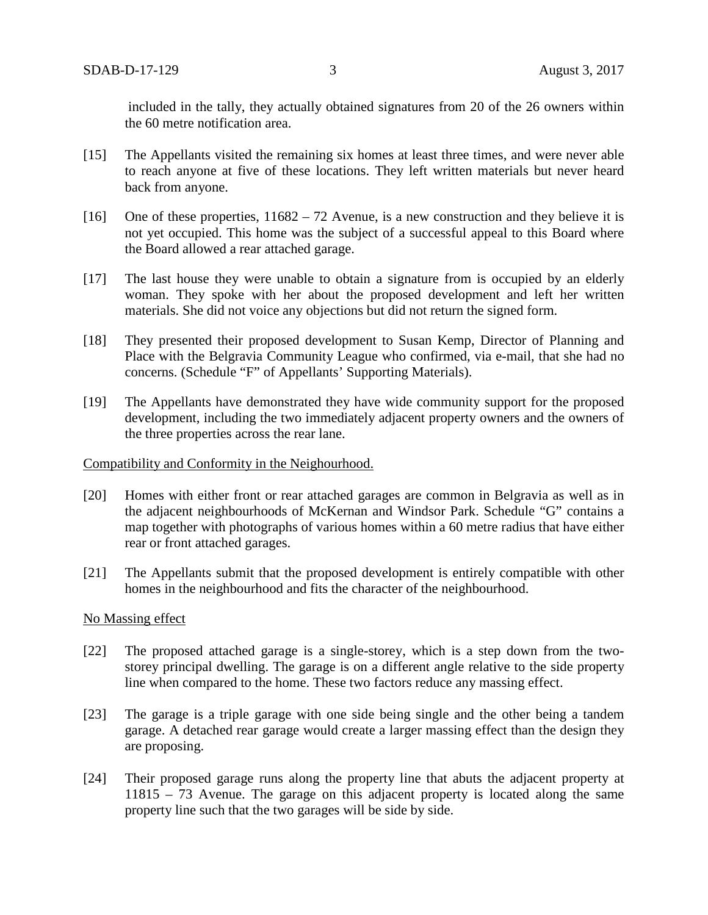included in the tally, they actually obtained signatures from 20 of the 26 owners within the 60 metre notification area.

[15] The Appellants visited the remaining six homes at least three times, and were never able to reach anyone at five of these locations. They left written materials but never heard back from anyone.

[16] One of these properties, 11682 – 72 Avenue, is a new construction and they believe it is not yet occupied. This home was the subject of a successful appeal to this Board where the Board allowed a rear attached garage.

[17] The last house they were unable to obtain a signature from is occupied by an elderly woman. They spoke with her about the proposed development and left her written materials. She did not voice any objections but did not return the signed form.

[18] They presented their proposed development to Susan Kemp, Director of Planning and Place with the Belgravia Community League who confirmed, via e-mail, that she had no concerns. (Schedule "F" of Appellants' Supporting Materials).

[19] The Appellants have demonstrated they have wide community support for the proposed development, including the two immediately adjacent property owners and the owners of the three properties across the rear lane.

Compatibility and Conformity in the Neighourhood.

[20] Homes with either front or rear attached garages are common in Belgravia as well as in the adjacent neighbourhoods of McKernan and Windsor Park. Schedule "G" contains a map together with photographs of various homes within a 60 metre radius that have either rear or front attached garages.

[21] The Appellants submit that the proposed development is entirely compatible with other homes in the neighbourhood and fits the character of the neighbourhood.

No Massing effect

[22] The proposed attached garage is a single-storey, which is a step down from the two-storey principal dwelling. The garage is on a different angle relative to the side property line when compared to the home. These two factors reduce any massing effect.

[23] The garage is a triple garage with one side being single and the other being a tandem garage. A detached rear garage would create a larger massing effect than the design they are proposing.

[24] Their proposed garage runs along the property line that abuts the adjacent property at 11815 – 73 Avenue. The garage on this adjacent property is located along the same property line such that the two garages will be side by side.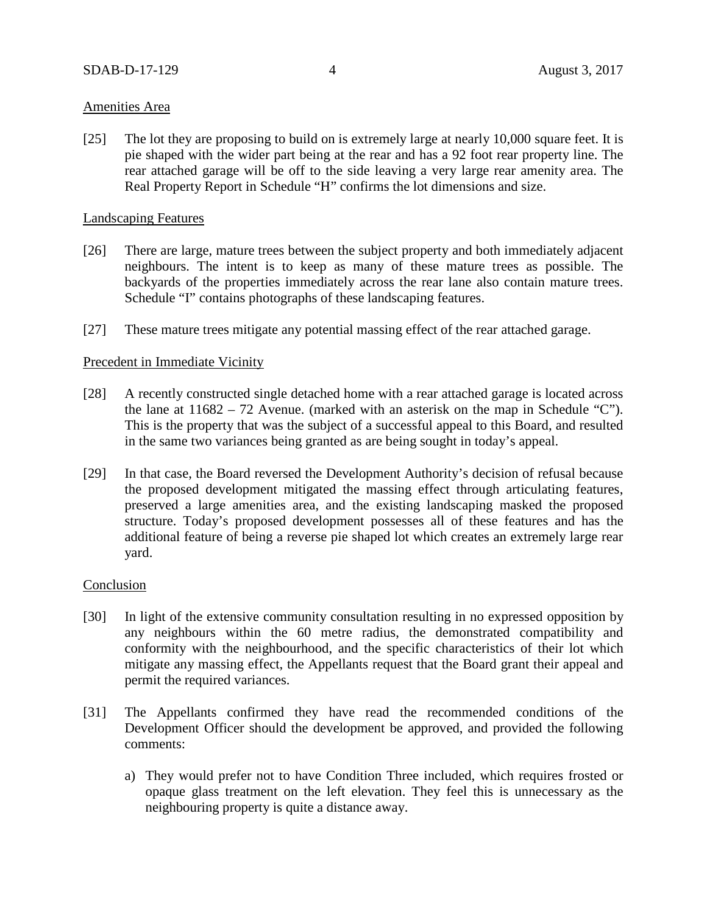Amenities Area

[25] The lot they are proposing to build on is extremely large at nearly 10,000 square feet. It is pie shaped with the wider part being at the rear and has a 92 foot rear property line. The rear attached garage will be off to the side leaving a very large rear amenity area. The Real Property Report in Schedule "H" confirms the lot dimensions and size.

Landscaping Features

[26] There are large, mature trees between the subject property and both immediately adjacent neighbours. The intent is to keep as many of these mature trees as possible. The backyards of the properties immediately across the rear lane also contain mature trees. Schedule "I" contains photographs of these landscaping features.

[27] These mature trees mitigate any potential massing effect of the rear attached garage.

Precedent in Immediate Vicinity

[28] A recently constructed single detached home with a rear attached garage is located across the lane at 11682 – 72 Avenue. (marked with an asterisk on the map in Schedule "C"). This is the property that was the subject of a successful appeal to this Board, and resulted in the same two variances being granted as are being sought in today's appeal.

[29] In that case, the Board reversed the Development Authority's decision of refusal because the proposed development mitigated the massing effect through articulating features, preserved a large amenities area, and the existing landscaping masked the proposed structure. Today's proposed development possesses all of these features and has the additional feature of being a reverse pie shaped lot which creates an extremely large rear yard.

Conclusion

[30] In light of the extensive community consultation resulting in no expressed opposition by any neighbours within the 60 metre radius, the demonstrated compatibility and conformity with the neighbourhood, and the specific characteristics of their lot which mitigate any massing effect, the Appellants request that the Board grant their appeal and permit the required variances.

[31] The Appellants confirmed they have read the recommended conditions of the Development Officer should the development be approved, and provided the following comments:

a) They would prefer not to have Condition Three included, which requires frosted or opaque glass treatment on the left elevation. They feel this is unnecessary as the neighbouring property is quite a distance away.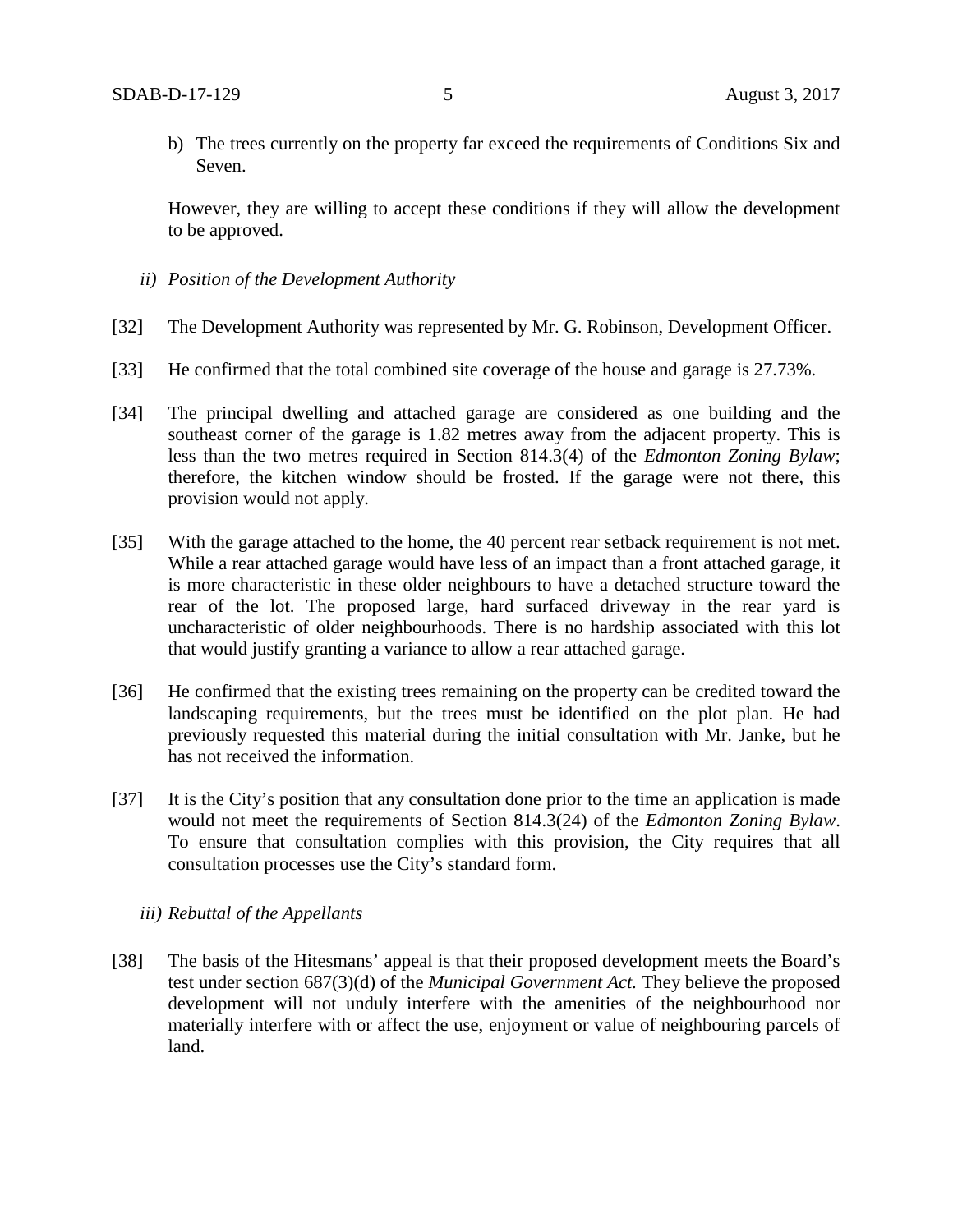b) The trees currently on the property far exceed the requirements of Conditions Six and Seven.

However, they are willing to accept these conditions if they will allow the development to be approved.

*ii) Position of the Development Authority*

[32] The Development Authority was represented by Mr. G. Robinson, Development Officer.

[33] He confirmed that the total combined site coverage of the house and garage is 27.73%.

[34] The principal dwelling and attached garage are considered as one building and the southeast corner of the garage is 1.82 metres away from the adjacent property. This is less than the two metres required in Section 814.3(4) of the *Edmonton Zoning Bylaw*; therefore, the kitchen window should be frosted. If the garage were not there, this provision would not apply.

[35] With the garage attached to the home, the 40 percent rear setback requirement is not met. While a rear attached garage would have less of an impact than a front attached garage, it is more characteristic in these older neighbours to have a detached structure toward the rear of the lot. The proposed large, hard surfaced driveway in the rear yard is uncharacteristic of older neighbourhoods. There is no hardship associated with this lot that would justify granting a variance to allow a rear attached garage.

[36] He confirmed that the existing trees remaining on the property can be credited toward the landscaping requirements, but the trees must be identified on the plot plan. He had previously requested this material during the initial consultation with Mr. Janke, but he has not received the information.

[37] It is the City's position that any consultation done prior to the time an application is made would not meet the requirements of Section 814.3(24) of the *Edmonton Zoning Bylaw*. To ensure that consultation complies with this provision, the City requires that all consultation processes use the City's standard form.

*iii) Rebuttal of the Appellants*

[38] The basis of the Hitesmans' appeal is that their proposed development meets the Board's test under section 687(3)(d) of the *Municipal Government Act*. They believe the proposed development will not unduly interfere with the amenities of the neighbourhood nor materially interfere with or affect the use, enjoyment or value of neighbouring parcels of land.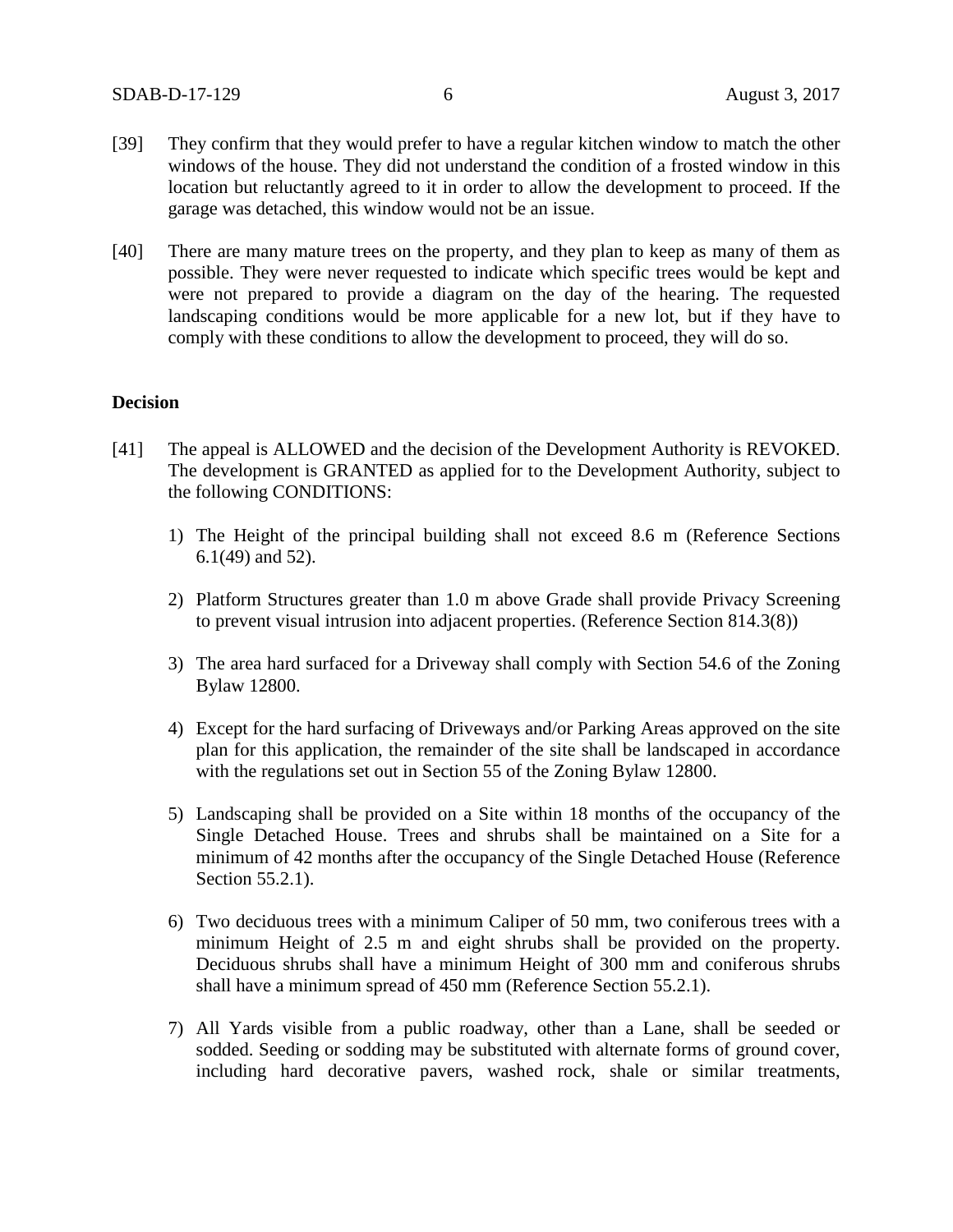[39] They confirm that they would prefer to have a regular kitchen window to match the other windows of the house. They did not understand the condition of a frosted window in this location but reluctantly agreed to it in order to allow the development to proceed. If the garage was detached, this window would not be an issue.

[40] There are many mature trees on the property, and they plan to keep as many of them as possible. They were never requested to indicate which specific trees would be kept and were not prepared to provide a diagram on the day of the hearing. The requested landscaping conditions would be more applicable for a new lot, but if they have to comply with these conditions to allow the development to proceed, they will do so.

**Decision**

[41] The appeal is ALLOWED and the decision of the Development Authority is REVOKED. The development is GRANTED as applied for to the Development Authority, subject to the following CONDITIONS:

1) The Height of the principal building shall not exceed 8.6 m (Reference Sections 6.1(49) and 52).

2) Platform Structures greater than 1.0 m above Grade shall provide Privacy Screening to prevent visual intrusion into adjacent properties. (Reference Section 814.3(8))

3) The area hard surfaced for a Driveway shall comply with Section 54.6 of the Zoning Bylaw 12800.

4) Except for the hard surfacing of Driveways and/or Parking Areas approved on the site plan for this application, the remainder of the site shall be landscaped in accordance with the regulations set out in Section 55 of the Zoning Bylaw 12800.

5) Landscaping shall be provided on a Site within 18 months of the occupancy of the Single Detached House. Trees and shrubs shall be maintained on a Site for a minimum of 42 months after the occupancy of the Single Detached House (Reference Section 55.2.1).

6) Two deciduous trees with a minimum Caliper of 50 mm, two coniferous trees with a minimum Height of 2.5 m and eight shrubs shall be provided on the property. Deciduous shrubs shall have a minimum Height of 300 mm and coniferous shrubs shall have a minimum spread of 450 mm (Reference Section 55.2.1).

7) All Yards visible from a public roadway, other than a Lane, shall be seeded or sodded. Seeding or sodding may be substituted with alternate forms of ground cover, including hard decorative pavers, washed rock, shale or similar treatments,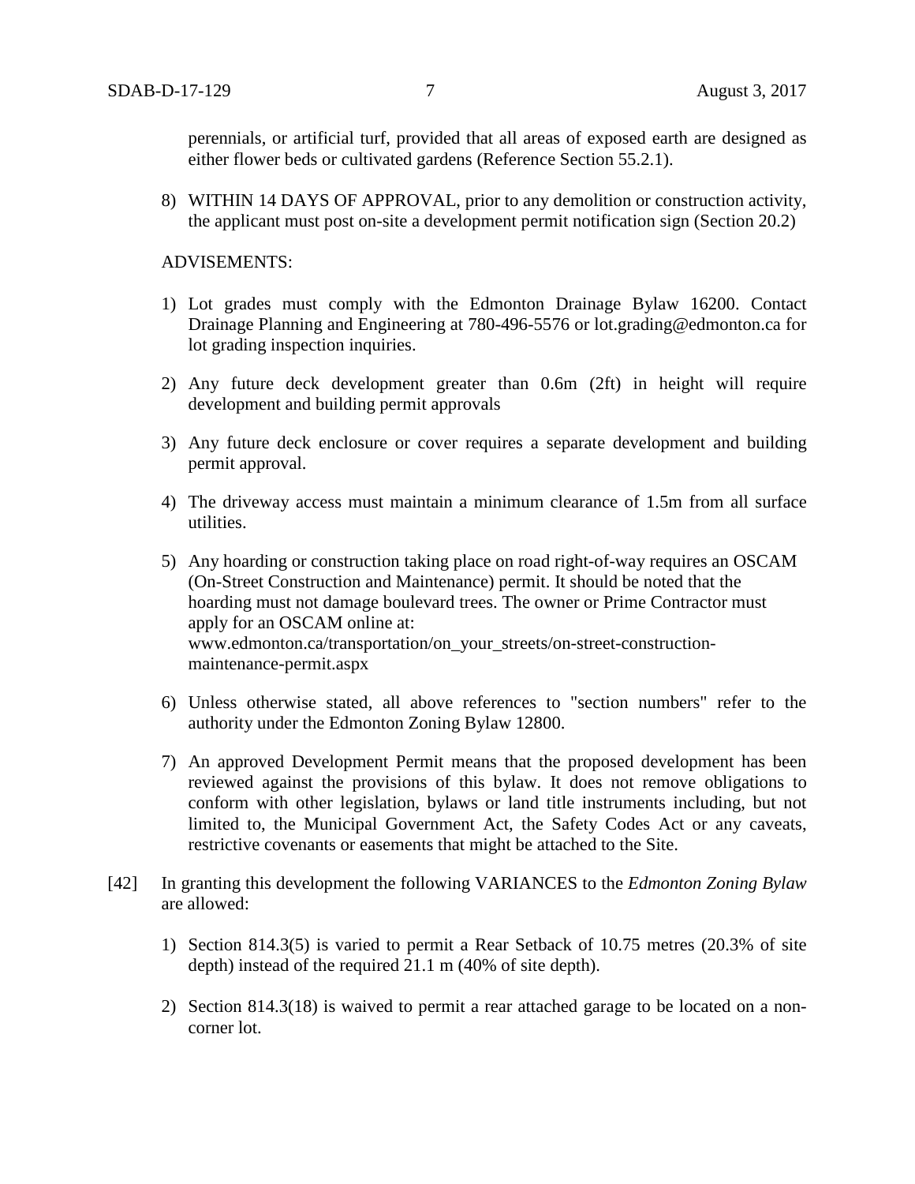perennials, or artificial turf, provided that all areas of exposed earth are designed as either flower beds or cultivated gardens (Reference Section 55.2.1).

8) WITHIN 14 DAYS OF APPROVAL, prior to any demolition or construction activity, the applicant must post on-site a development permit notification sign (Section 20.2)

ADVISEMENTS:

1) Lot grades must comply with the Edmonton Drainage Bylaw 16200. Contact Drainage Planning and Engineering at 780-496-5576 or lot.grading@edmonton.ca for lot grading inspection inquiries.

2) Any future deck development greater than 0.6m (2ft) in height will require development and building permit approvals

3) Any future deck enclosure or cover requires a separate development and building permit approval.

4) The driveway access must maintain a minimum clearance of 1.5m from all surface utilities.

5) Any hoarding or construction taking place on road right-of-way requires an OSCAM (On-Street Construction and Maintenance) permit. It should be noted that the hoarding must not damage boulevard trees. The owner or Prime Contractor must apply for an OSCAM online at: www.edmonton.ca/transportation/on_your_streets/on-street-construction-maintenance-permit.aspx

6) Unless otherwise stated, all above references to "section numbers" refer to the authority under the Edmonton Zoning Bylaw 12800.

7) An approved Development Permit means that the proposed development has been reviewed against the provisions of this bylaw. It does not remove obligations to conform with other legislation, bylaws or land title instruments including, but not limited to, the Municipal Government Act, the Safety Codes Act or any caveats, restrictive covenants or easements that might be attached to the Site.

[42] In granting this development the following VARIANCES to the *Edmonton Zoning Bylaw* are allowed:

1) Section 814.3(5) is varied to permit a Rear Setback of 10.75 metres (20.3% of site depth) instead of the required 21.1 m (40% of site depth).

2) Section 814.3(18) is waived to permit a rear attached garage to be located on a non-corner lot.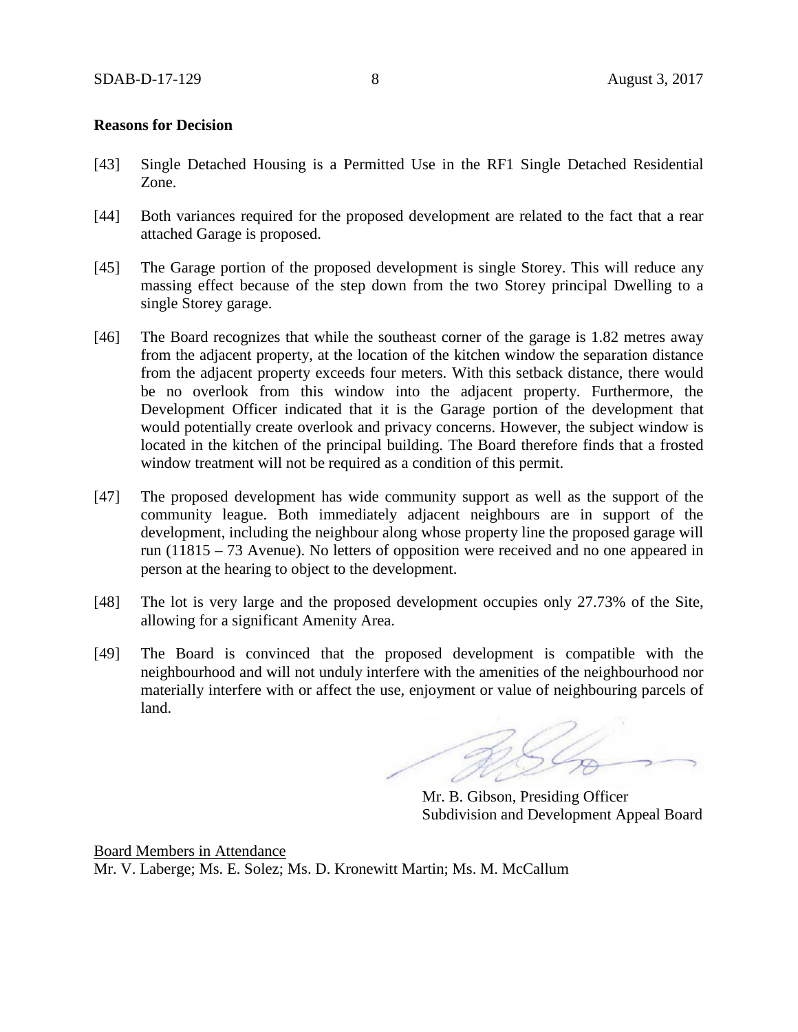**Reasons for Decision**

[43] Single Detached Housing is a Permitted Use in the RF1 Single Detached Residential Zone.

[44] Both variances required for the proposed development are related to the fact that a rear attached Garage is proposed.

[45] The Garage portion of the proposed development is single Storey. This will reduce any massing effect because of the step down from the two Storey principal Dwelling to a single Storey garage.

[46] The Board recognizes that while the southeast corner of the garage is 1.82 metres away from the adjacent property, at the location of the kitchen window the separation distance from the adjacent property exceeds four meters. With this setback distance, there would be no overlook from this window into the adjacent property. Furthermore, the Development Officer indicated that it is the Garage portion of the development that would potentially create overlook and privacy concerns. However, the subject window is located in the kitchen of the principal building. The Board therefore finds that a frosted window treatment will not be required as a condition of this permit.

[47] The proposed development has wide community support as well as the support of the community league. Both immediately adjacent neighbours are in support of the development, including the neighbour along whose property line the proposed garage will run (11815 – 73 Avenue). No letters of opposition were received and no one appeared in person at the hearing to object to the development.

[48] The lot is very large and the proposed development occupies only 27.73% of the Site, allowing for a significant Amenity Area.

[49] The Board is convinced that the proposed development is compatible with the neighbourhood and will not unduly interfere with the amenities of the neighbourhood nor materially interfere with or affect the use, enjoyment or value of neighbouring parcels of land.

Mr. B. Gibson, Presiding Officer
Subdivision and Development Appeal Board

Board Members in Attendance
Mr. V. Laberge; Ms. E. Solez; Ms. D. Kronewitt Martin; Ms. M. McCallum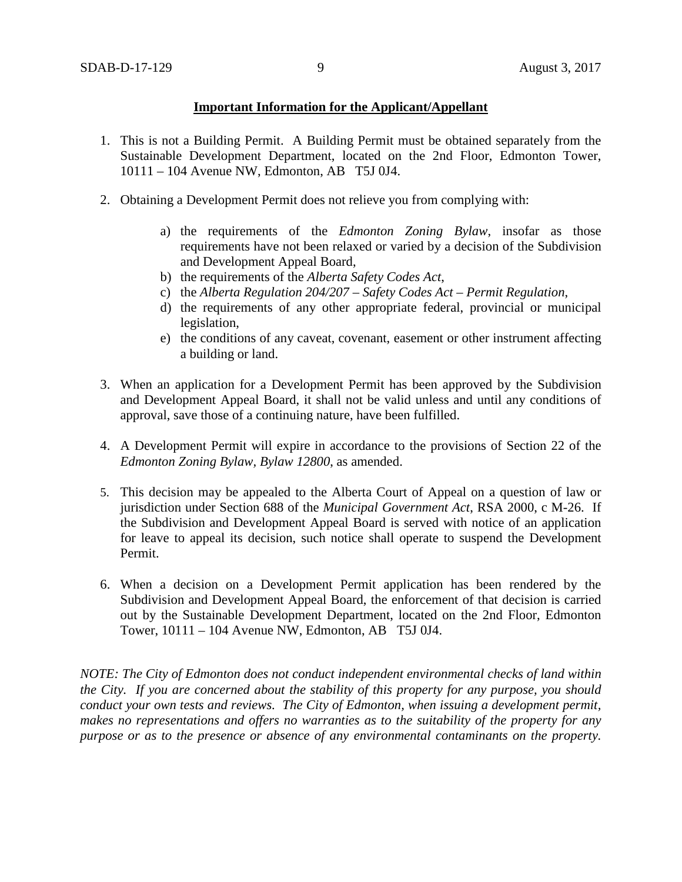**Important Information for the Applicant/Appellant**

1. This is not a Building Permit. A Building Permit must be obtained separately from the Sustainable Development Department, located on the 2nd Floor, Edmonton Tower, 10111 – 104 Avenue NW, Edmonton, AB T5J 0J4.

2. Obtaining a Development Permit does not relieve you from complying with:

   a) the requirements of the *Edmonton Zoning Bylaw*, insofar as those requirements have not been relaxed or varied by a decision of the Subdivision and Development Appeal Board,
   b) the requirements of the *Alberta Safety Codes Act*,
   c) the *Alberta Regulation 204/207 – Safety Codes Act – Permit Regulation*,
   d) the requirements of any other appropriate federal, provincial or municipal legislation,
   e) the conditions of any caveat, covenant, easement or other instrument affecting a building or land.

3. When an application for a Development Permit has been approved by the Subdivision and Development Appeal Board, it shall not be valid unless and until any conditions of approval, save those of a continuing nature, have been fulfilled.

4. A Development Permit will expire in accordance to the provisions of Section 22 of the *Edmonton Zoning Bylaw, Bylaw 12800*, as amended.

5. This decision may be appealed to the Alberta Court of Appeal on a question of law or jurisdiction under Section 688 of the *Municipal Government Act*, RSA 2000, c M-26. If the Subdivision and Development Appeal Board is served with notice of an application for leave to appeal its decision, such notice shall operate to suspend the Development Permit.

6. When a decision on a Development Permit application has been rendered by the Subdivision and Development Appeal Board, the enforcement of that decision is carried out by the Sustainable Development Department, located on the 2nd Floor, Edmonton Tower, 10111 – 104 Avenue NW, Edmonton, AB T5J 0J4.

*NOTE: The City of Edmonton does not conduct independent environmental checks of land within the City. If you are concerned about the stability of this property for any purpose, you should conduct your own tests and reviews. The City of Edmonton, when issuing a development permit, makes no representations and offers no warranties as to the suitability of the property for any purpose or as to the presence or absence of any environmental contaminants on the property.*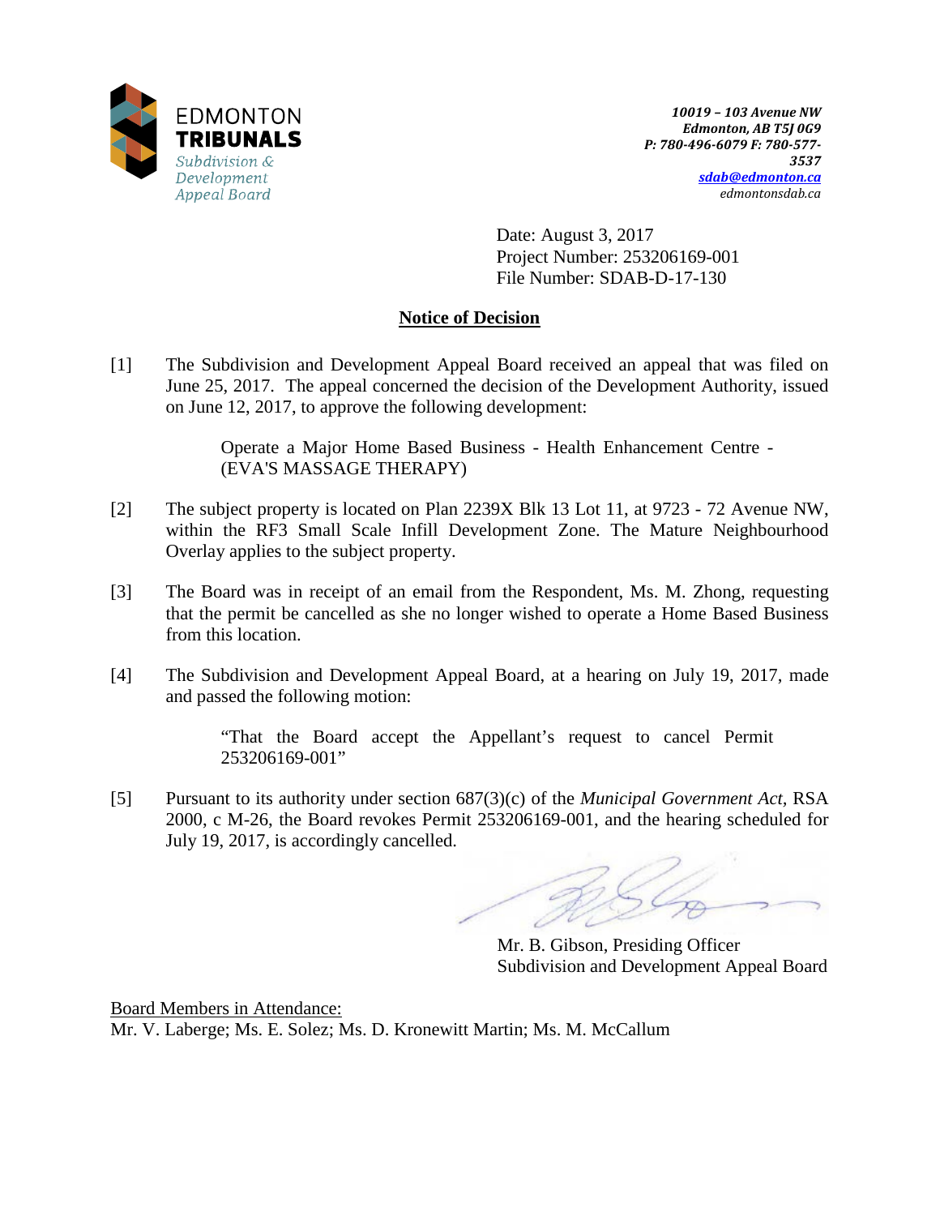EDMONTON
**TRIBUNALS**
*Subdivision & Development Appeal Board*

***10019 – 103 Avenue NW***
***Edmonton, AB T5J 0G9***
***P: 780-496-6079 F: 780-577-3537***
***sdab@edmonton.ca***
*edmontonsdab.ca*

Date: August 3, 2017
Project Number: 253206169-001
File Number: SDAB-D-17-130

## Notice of Decision

[1] The Subdivision and Development Appeal Board received an appeal that was filed on June 25, 2017. The appeal concerned the decision of the Development Authority, issued on June 12, 2017, to approve the following development:

> Operate a Major Home Based Business - Health Enhancement Centre - (EVA'S MASSAGE THERAPY)

[2] The subject property is located on Plan 2239X Blk 13 Lot 11, at 9723 - 72 Avenue NW, within the RF3 Small Scale Infill Development Zone. The Mature Neighbourhood Overlay applies to the subject property.

[3] The Board was in receipt of an email from the Respondent, Ms. M. Zhong, requesting that the permit be cancelled as she no longer wished to operate a Home Based Business from this location.

[4] The Subdivision and Development Appeal Board, at a hearing on July 19, 2017, made and passed the following motion:

> "That the Board accept the Appellant's request to cancel Permit 253206169-001"

[5] Pursuant to its authority under section 687(3)(c) of the *Municipal Government Act*, RSA 2000, c M-26, the Board revokes Permit 253206169-001, and the hearing scheduled for July 19, 2017, is accordingly cancelled.

Mr. B. Gibson, Presiding Officer
Subdivision and Development Appeal Board

Board Members in Attendance:
Mr. V. Laberge; Ms. E. Solez; Ms. D. Kronewitt Martin; Ms. M. McCallum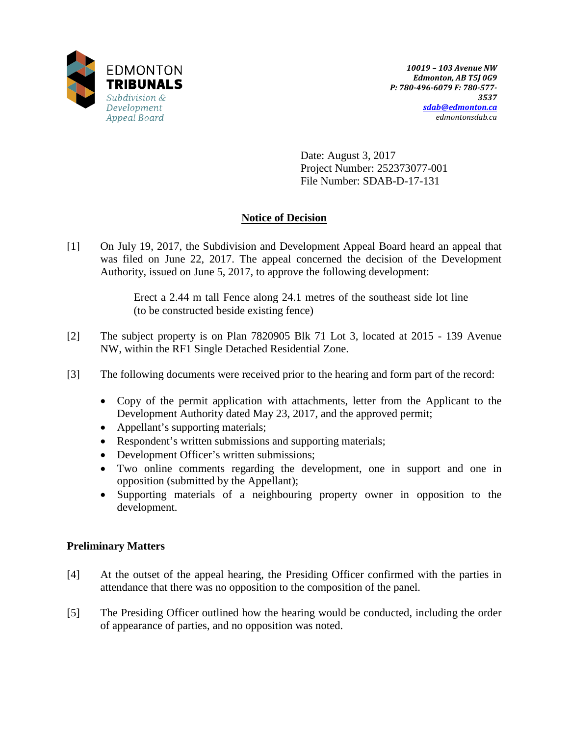EDMONTON
**TRIBUNALS**
*Subdivision & Development Appeal Board*

***10019 – 103 Avenue NW***
***Edmonton, AB T5J 0G9***
***P: 780-496-6079 F: 780-577-3537***
***sdab@edmonton.ca***
*edmontonsdab.ca*

Date: August 3, 2017
Project Number: 252373077-001
File Number: SDAB-D-17-131

## Notice of Decision

[1] On July 19, 2017, the Subdivision and Development Appeal Board heard an appeal that was filed on June 22, 2017. The appeal concerned the decision of the Development Authority, issued on June 5, 2017, to approve the following development:

> Erect a 2.44 m tall Fence along 24.1 metres of the southeast side lot line (to be constructed beside existing fence)

[2] The subject property is on Plan 7820905 Blk 71 Lot 3, located at 2015 - 139 Avenue NW, within the RF1 Single Detached Residential Zone.

[3] The following documents were received prior to the hearing and form part of the record:

- Copy of the permit application with attachments, letter from the Applicant to the Development Authority dated May 23, 2017, and the approved permit;
- Appellant's supporting materials;
- Respondent's written submissions and supporting materials;
- Development Officer's written submissions;
- Two online comments regarding the development, one in support and one in opposition (submitted by the Appellant);
- Supporting materials of a neighbouring property owner in opposition to the development.

### Preliminary Matters

[4] At the outset of the appeal hearing, the Presiding Officer confirmed with the parties in attendance that there was no opposition to the composition of the panel.

[5] The Presiding Officer outlined how the hearing would be conducted, including the order of appearance of parties, and no opposition was noted.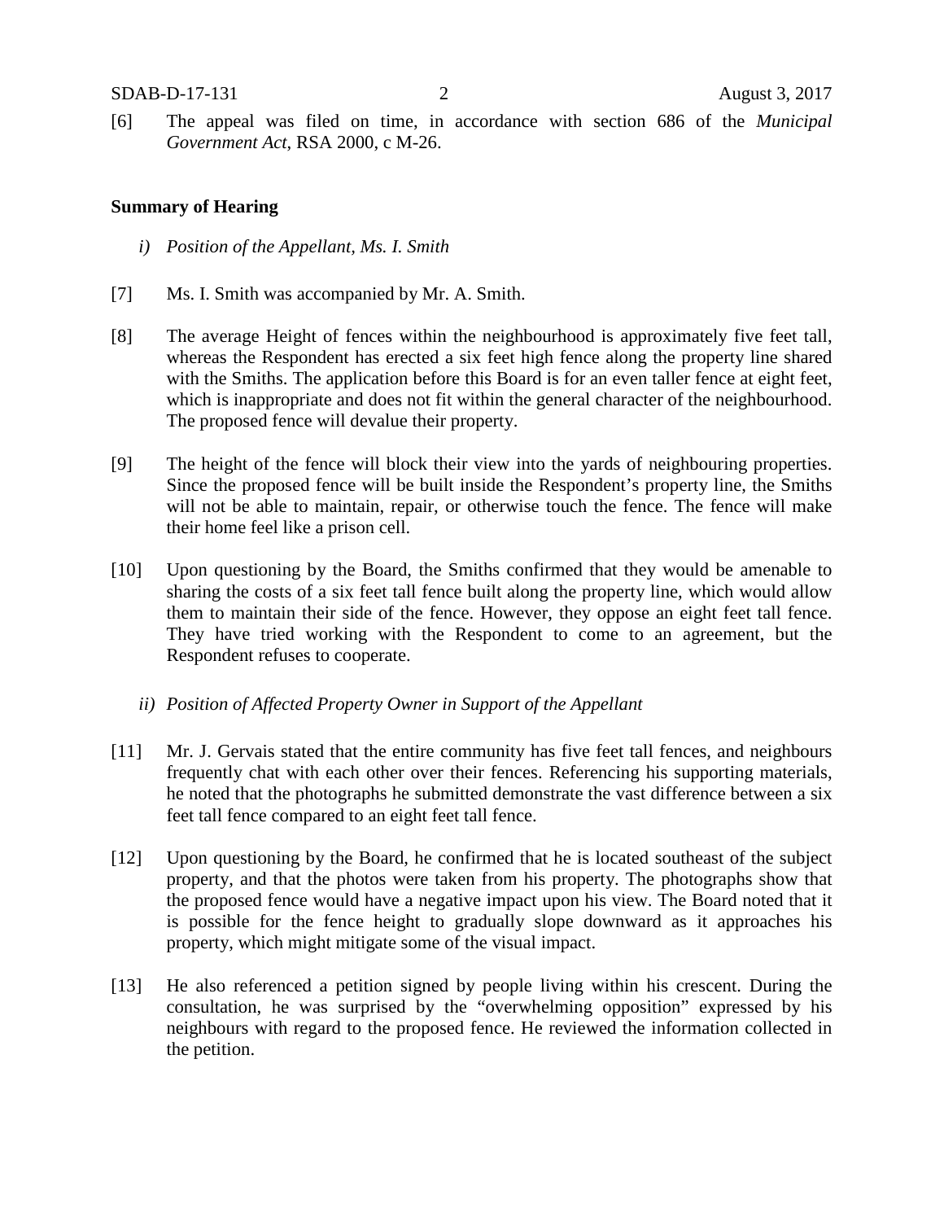[6] The appeal was filed on time, in accordance with section 686 of the *Municipal Government Act*, RSA 2000, c M-26.

**Summary of Hearing**

*i) Position of the Appellant, Ms. I. Smith*

[7] Ms. I. Smith was accompanied by Mr. A. Smith.

[8] The average Height of fences within the neighbourhood is approximately five feet tall, whereas the Respondent has erected a six feet high fence along the property line shared with the Smiths. The application before this Board is for an even taller fence at eight feet, which is inappropriate and does not fit within the general character of the neighbourhood. The proposed fence will devalue their property.

[9] The height of the fence will block their view into the yards of neighbouring properties. Since the proposed fence will be built inside the Respondent's property line, the Smiths will not be able to maintain, repair, or otherwise touch the fence. The fence will make their home feel like a prison cell.

[10] Upon questioning by the Board, the Smiths confirmed that they would be amenable to sharing the costs of a six feet tall fence built along the property line, which would allow them to maintain their side of the fence. However, they oppose an eight feet tall fence. They have tried working with the Respondent to come to an agreement, but the Respondent refuses to cooperate.

*ii) Position of Affected Property Owner in Support of the Appellant*

[11] Mr. J. Gervais stated that the entire community has five feet tall fences, and neighbours frequently chat with each other over their fences. Referencing his supporting materials, he noted that the photographs he submitted demonstrate the vast difference between a six feet tall fence compared to an eight feet tall fence.

[12] Upon questioning by the Board, he confirmed that he is located southeast of the subject property, and that the photos were taken from his property. The photographs show that the proposed fence would have a negative impact upon his view. The Board noted that it is possible for the fence height to gradually slope downward as it approaches his property, which might mitigate some of the visual impact.

[13] He also referenced a petition signed by people living within his crescent. During the consultation, he was surprised by the "overwhelming opposition" expressed by his neighbours with regard to the proposed fence. He reviewed the information collected in the petition.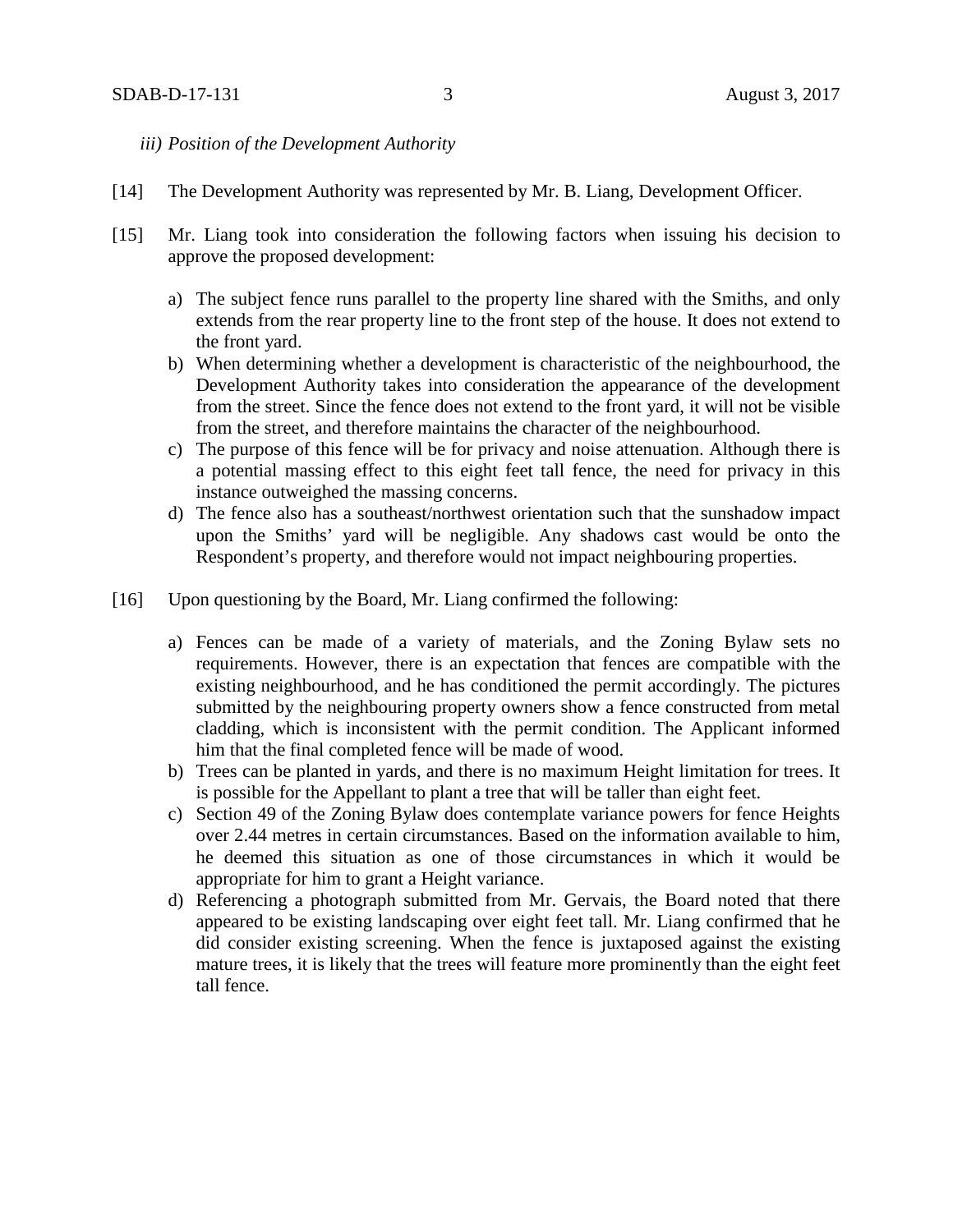*iii) Position of the Development Authority*

[14] The Development Authority was represented by Mr. B. Liang, Development Officer.

[15] Mr. Liang took into consideration the following factors when issuing his decision to approve the proposed development:

a) The subject fence runs parallel to the property line shared with the Smiths, and only extends from the rear property line to the front step of the house. It does not extend to the front yard.
b) When determining whether a development is characteristic of the neighbourhood, the Development Authority takes into consideration the appearance of the development from the street. Since the fence does not extend to the front yard, it will not be visible from the street, and therefore maintains the character of the neighbourhood.
c) The purpose of this fence will be for privacy and noise attenuation. Although there is a potential massing effect to this eight feet tall fence, the need for privacy in this instance outweighed the massing concerns.
d) The fence also has a southeast/northwest orientation such that the sunshadow impact upon the Smiths' yard will be negligible. Any shadows cast would be onto the Respondent's property, and therefore would not impact neighbouring properties.

[16] Upon questioning by the Board, Mr. Liang confirmed the following:

a) Fences can be made of a variety of materials, and the Zoning Bylaw sets no requirements. However, there is an expectation that fences are compatible with the existing neighbourhood, and he has conditioned the permit accordingly. The pictures submitted by the neighbouring property owners show a fence constructed from metal cladding, which is inconsistent with the permit condition. The Applicant informed him that the final completed fence will be made of wood.
b) Trees can be planted in yards, and there is no maximum Height limitation for trees. It is possible for the Appellant to plant a tree that will be taller than eight feet.
c) Section 49 of the Zoning Bylaw does contemplate variance powers for fence Heights over 2.44 metres in certain circumstances. Based on the information available to him, he deemed this situation as one of those circumstances in which it would be appropriate for him to grant a Height variance.
d) Referencing a photograph submitted from Mr. Gervais, the Board noted that there appeared to be existing landscaping over eight feet tall. Mr. Liang confirmed that he did consider existing screening. When the fence is juxtaposed against the existing mature trees, it is likely that the trees will feature more prominently than the eight feet tall fence.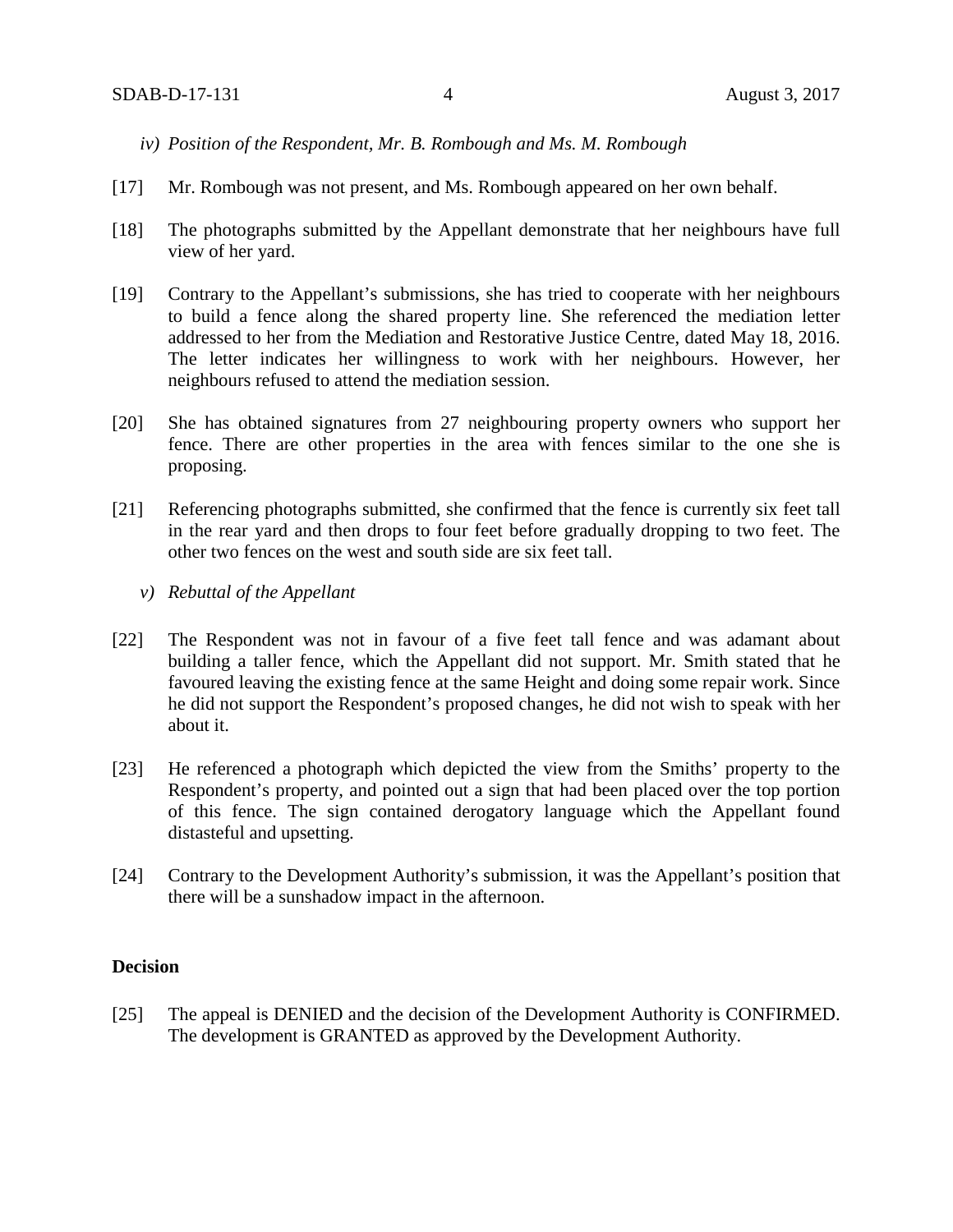*iv) Position of the Respondent, Mr. B. Rombough and Ms. M. Rombough*

[17] Mr. Rombough was not present, and Ms. Rombough appeared on her own behalf.

[18] The photographs submitted by the Appellant demonstrate that her neighbours have full view of her yard.

[19] Contrary to the Appellant's submissions, she has tried to cooperate with her neighbours to build a fence along the shared property line. She referenced the mediation letter addressed to her from the Mediation and Restorative Justice Centre, dated May 18, 2016. The letter indicates her willingness to work with her neighbours. However, her neighbours refused to attend the mediation session.

[20] She has obtained signatures from 27 neighbouring property owners who support her fence. There are other properties in the area with fences similar to the one she is proposing.

[21] Referencing photographs submitted, she confirmed that the fence is currently six feet tall in the rear yard and then drops to four feet before gradually dropping to two feet. The other two fences on the west and south side are six feet tall.

*v) Rebuttal of the Appellant*

[22] The Respondent was not in favour of a five feet tall fence and was adamant about building a taller fence, which the Appellant did not support. Mr. Smith stated that he favoured leaving the existing fence at the same Height and doing some repair work. Since he did not support the Respondent's proposed changes, he did not wish to speak with her about it.

[23] He referenced a photograph which depicted the view from the Smiths' property to the Respondent's property, and pointed out a sign that had been placed over the top portion of this fence. The sign contained derogatory language which the Appellant found distasteful and upsetting.

[24] Contrary to the Development Authority's submission, it was the Appellant's position that there will be a sunshadow impact in the afternoon.

**Decision**

[25] The appeal is DENIED and the decision of the Development Authority is CONFIRMED. The development is GRANTED as approved by the Development Authority.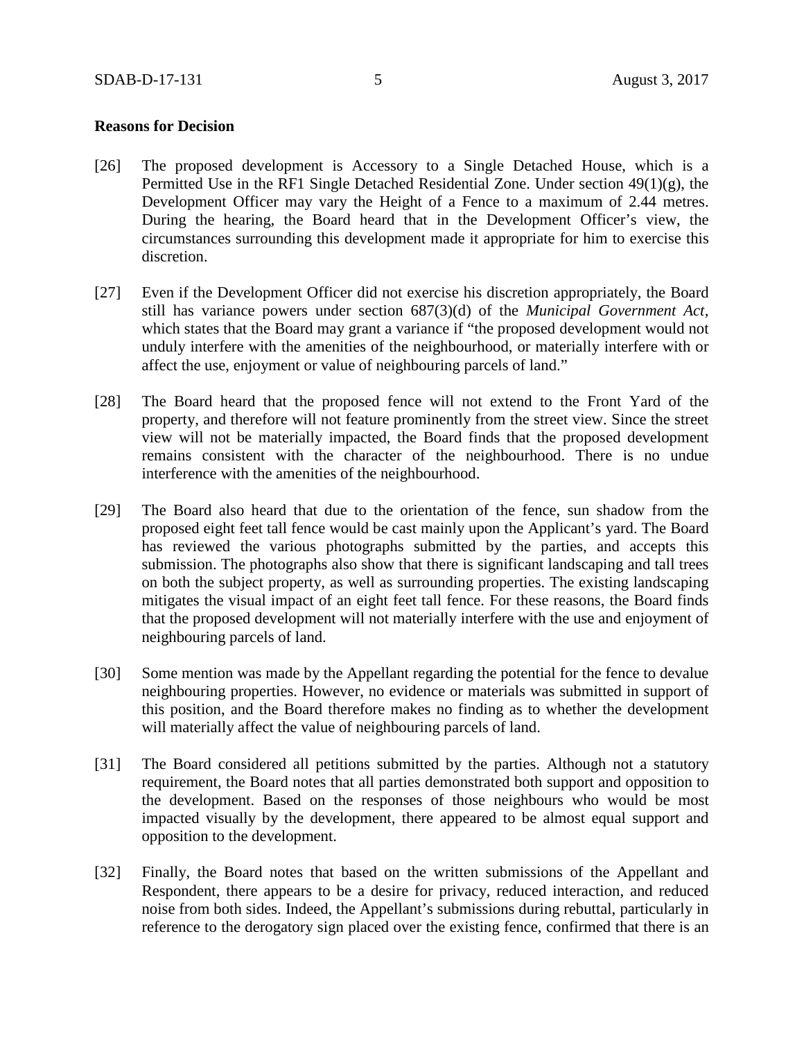**Reasons for Decision**

[26] The proposed development is Accessory to a Single Detached House, which is a Permitted Use in the RF1 Single Detached Residential Zone. Under section 49(1)(g), the Development Officer may vary the Height of a Fence to a maximum of 2.44 metres. During the hearing, the Board heard that in the Development Officer's view, the circumstances surrounding this development made it appropriate for him to exercise this discretion.

[27] Even if the Development Officer did not exercise his discretion appropriately, the Board still has variance powers under section 687(3)(d) of the *Municipal Government Act*, which states that the Board may grant a variance if "the proposed development would not unduly interfere with the amenities of the neighbourhood, or materially interfere with or affect the use, enjoyment or value of neighbouring parcels of land."

[28] The Board heard that the proposed fence will not extend to the Front Yard of the property, and therefore will not feature prominently from the street view. Since the street view will not be materially impacted, the Board finds that the proposed development remains consistent with the character of the neighbourhood. There is no undue interference with the amenities of the neighbourhood.

[29] The Board also heard that due to the orientation of the fence, sun shadow from the proposed eight feet tall fence would be cast mainly upon the Applicant's yard. The Board has reviewed the various photographs submitted by the parties, and accepts this submission. The photographs also show that there is significant landscaping and tall trees on both the subject property, as well as surrounding properties. The existing landscaping mitigates the visual impact of an eight feet tall fence. For these reasons, the Board finds that the proposed development will not materially interfere with the use and enjoyment of neighbouring parcels of land.

[30] Some mention was made by the Appellant regarding the potential for the fence to devalue neighbouring properties. However, no evidence or materials was submitted in support of this position, and the Board therefore makes no finding as to whether the development will materially affect the value of neighbouring parcels of land.

[31] The Board considered all petitions submitted by the parties. Although not a statutory requirement, the Board notes that all parties demonstrated both support and opposition to the development. Based on the responses of those neighbours who would be most impacted visually by the development, there appeared to be almost equal support and opposition to the development.

[32] Finally, the Board notes that based on the written submissions of the Appellant and Respondent, there appears to be a desire for privacy, reduced interaction, and reduced noise from both sides. Indeed, the Appellant's submissions during rebuttal, particularly in reference to the derogatory sign placed over the existing fence, confirmed that there is an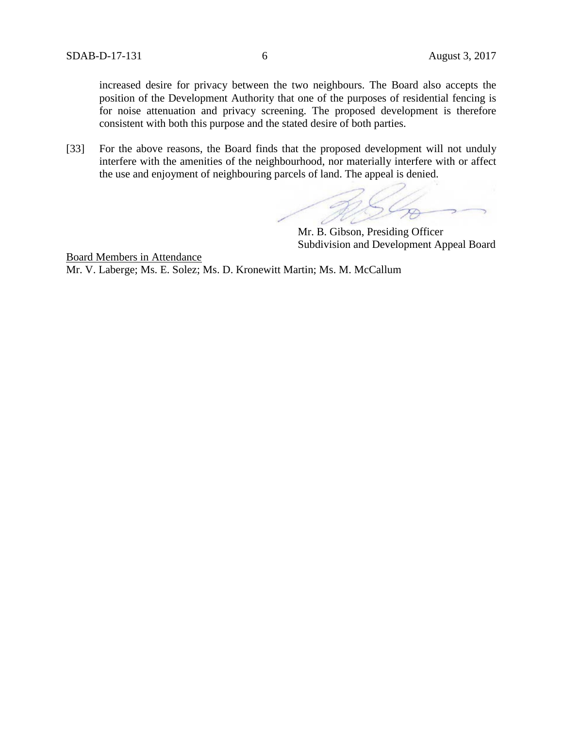increased desire for privacy between the two neighbours. The Board also accepts the position of the Development Authority that one of the purposes of residential fencing is for noise attenuation and privacy screening. The proposed development is therefore consistent with both this purpose and the stated desire of both parties.

[33] For the above reasons, the Board finds that the proposed development will not unduly interfere with the amenities of the neighbourhood, nor materially interfere with or affect the use and enjoyment of neighbouring parcels of land. The appeal is denied.

Mr. B. Gibson, Presiding Officer
Subdivision and Development Appeal Board

Board Members in Attendance
Mr. V. Laberge; Ms. E. Solez; Ms. D. Kronewitt Martin; Ms. M. McCallum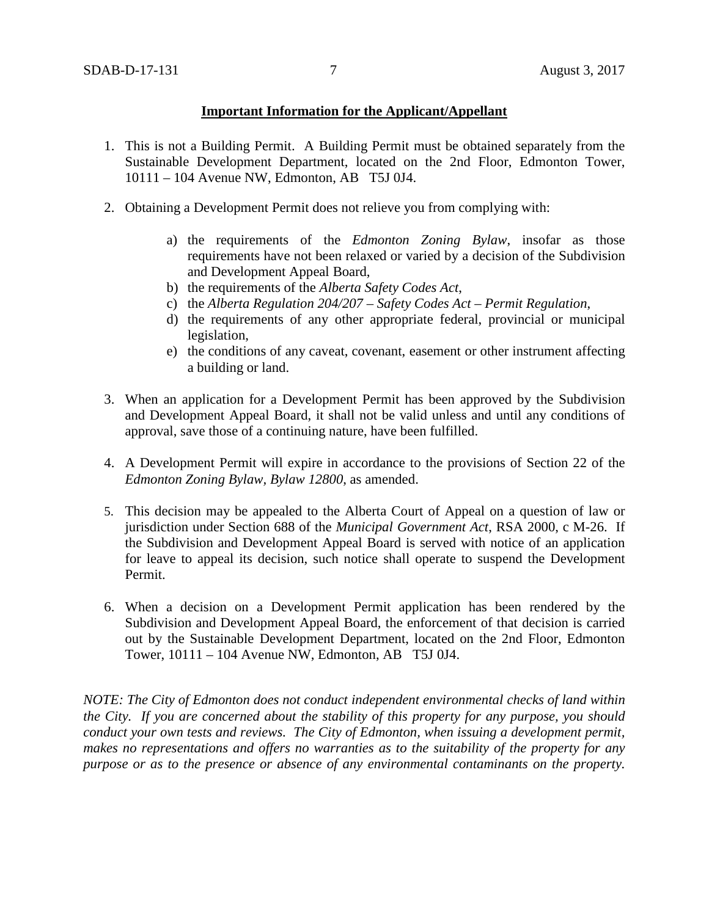**Important Information for the Applicant/Appellant**

1. This is not a Building Permit. A Building Permit must be obtained separately from the Sustainable Development Department, located on the 2nd Floor, Edmonton Tower, 10111 – 104 Avenue NW, Edmonton, AB T5J 0J4.

2. Obtaining a Development Permit does not relieve you from complying with:

    a) the requirements of the *Edmonton Zoning Bylaw*, insofar as those requirements have not been relaxed or varied by a decision of the Subdivision and Development Appeal Board,
    b) the requirements of the *Alberta Safety Codes Act*,
    c) the *Alberta Regulation 204/207 – Safety Codes Act – Permit Regulation*,
    d) the requirements of any other appropriate federal, provincial or municipal legislation,
    e) the conditions of any caveat, covenant, easement or other instrument affecting a building or land.

3. When an application for a Development Permit has been approved by the Subdivision and Development Appeal Board, it shall not be valid unless and until any conditions of approval, save those of a continuing nature, have been fulfilled.

4. A Development Permit will expire in accordance to the provisions of Section 22 of the *Edmonton Zoning Bylaw, Bylaw 12800*, as amended.

5. This decision may be appealed to the Alberta Court of Appeal on a question of law or jurisdiction under Section 688 of the *Municipal Government Act*, RSA 2000, c M-26. If the Subdivision and Development Appeal Board is served with notice of an application for leave to appeal its decision, such notice shall operate to suspend the Development Permit.

6. When a decision on a Development Permit application has been rendered by the Subdivision and Development Appeal Board, the enforcement of that decision is carried out by the Sustainable Development Department, located on the 2nd Floor, Edmonton Tower, 10111 – 104 Avenue NW, Edmonton, AB T5J 0J4.

*NOTE: The City of Edmonton does not conduct independent environmental checks of land within the City. If you are concerned about the stability of this property for any purpose, you should conduct your own tests and reviews. The City of Edmonton, when issuing a development permit, makes no representations and offers no warranties as to the suitability of the property for any purpose or as to the presence or absence of any environmental contaminants on the property.*